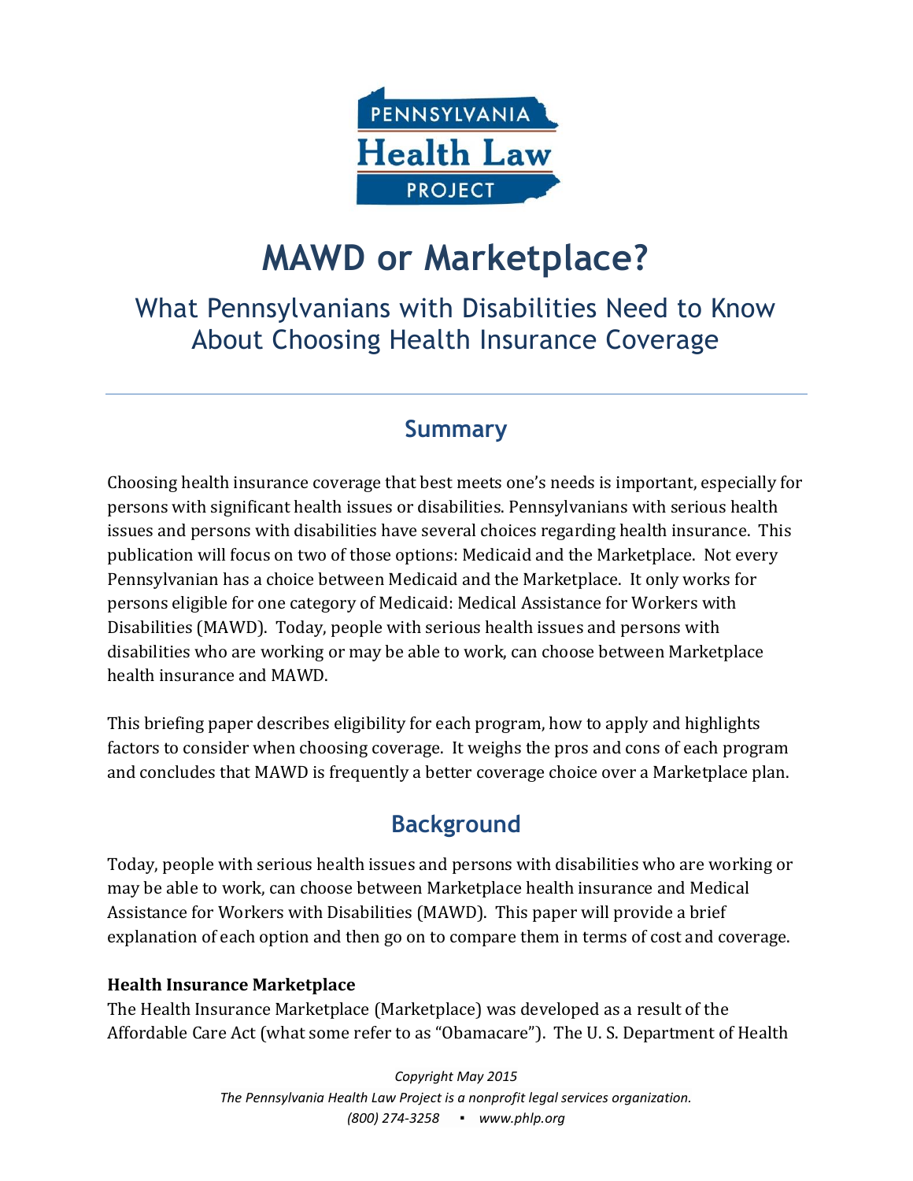# MAWD or Marketplace?

## What Pennsylvanians with Disabilities Need to Know About Choosing Health Insurance Coverage

## Summary

Choosing health insurance coverage that best meets one's needs is important, especially for persons with significant health issues or disabilities. Pennsylvanians with serious health issues and persons with disabilities have several choices regarding health insurance. This publication will focus on two of those options: Medicaid and the Marketplace. Not every Pennsylvanian has a choice between Medicaid and the Marketplace. It only works for persons eligible for one category of Medicaid: Medical Assistance for Workers with Disabilities (MAWD). Today, people with serious health issues and persons with disabilities who are working or may be able to work, can choose between Marketplace health insurance and MAWD.

This briefing paper describes eligibility for each program, how to apply and highlights factors to consider when choosing coverage. It weighs the pros and cons of each program and concludes that MAWD is frequently a better coverage choice over a Marketplace plan.

## Background

Today, people with serious health issues and persons with disabilities who are working or may be able to work, can choose between Marketplace health insurance and Medical Assistance for Workers with Disabilities (MAWD). This paper will provide a brief explanation of each option and then go on to compare them in terms of cost and coverage.

### Health Insurance Marketplace

The Health Insurance Marketplace (Marketplace) was developed as a result of the Affordable Care Act (what some refer to as "Obamacare"). The U. S. Department of Health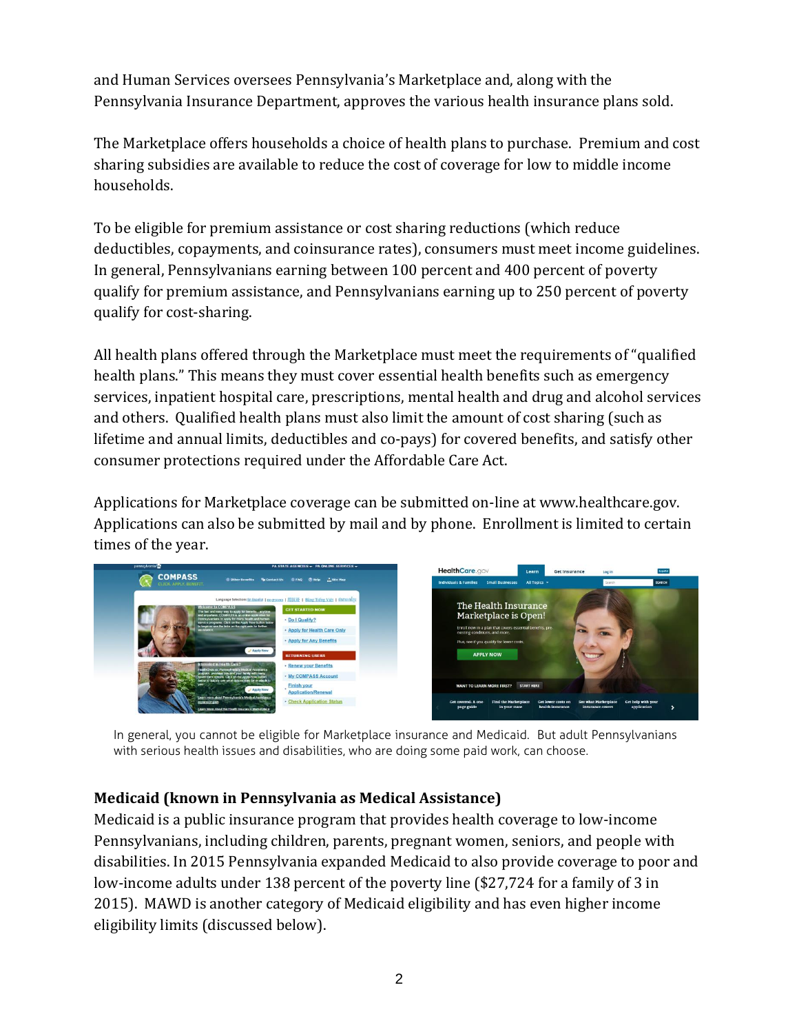and Human Services oversees Pennsylvania's Marketplace and, along with the Pennsylvania Insurance Department, approves the various health insurance plans sold.

The Marketplace offers households a choice of health plans to purchase. Premium and cost sharing subsidies are available to reduce the cost of coverage for low to middle income households.

To be eligible for premium assistance or cost sharing reductions (which reduce deductibles, copayments, and coinsurance rates), consumers must meet income guidelines. In general, Pennsylvanians earning between 100 percent and 400 percent of poverty qualify for premium assistance, and Pennsylvanians earning up to 250 percent of poverty qualify for cost-sharing.

All health plans offered through the Marketplace must meet the requirements of "qualified health plans." This means they must cover essential health benefits such as emergency services, inpatient hospital care, prescriptions, mental health and drug and alcohol services and others. Qualified health plans must also limit the amount of cost sharing (such as lifetime and annual limits, deductibles and co-pays) for covered benefits, and satisfy other consumer protections required under the Affordable Care Act.

Applications for Marketplace coverage can be submitted on-line at www.healthcare.gov. Applications can also be submitted by mail and by phone. Enrollment is limited to certain times of the year.

In general, you cannot be eligible for Marketplace insurance and Medicaid. But adult Pennsylvanians with serious health issues and disabilities, who are doing some paid work, can choose.

**Medicaid (known in Pennsylvania as Medical Assistance)**

Medicaid is a public insurance program that provides health coverage to low-income Pennsylvanians, including children, parents, pregnant women, seniors, and people with disabilities. In 2015 Pennsylvania expanded Medicaid to also provide coverage to poor and low-income adults under 138 percent of the poverty line ($27,724 for a family of 3 in 2015). MAWD is another category of Medicaid eligibility and has even higher income eligibility limits (discussed below).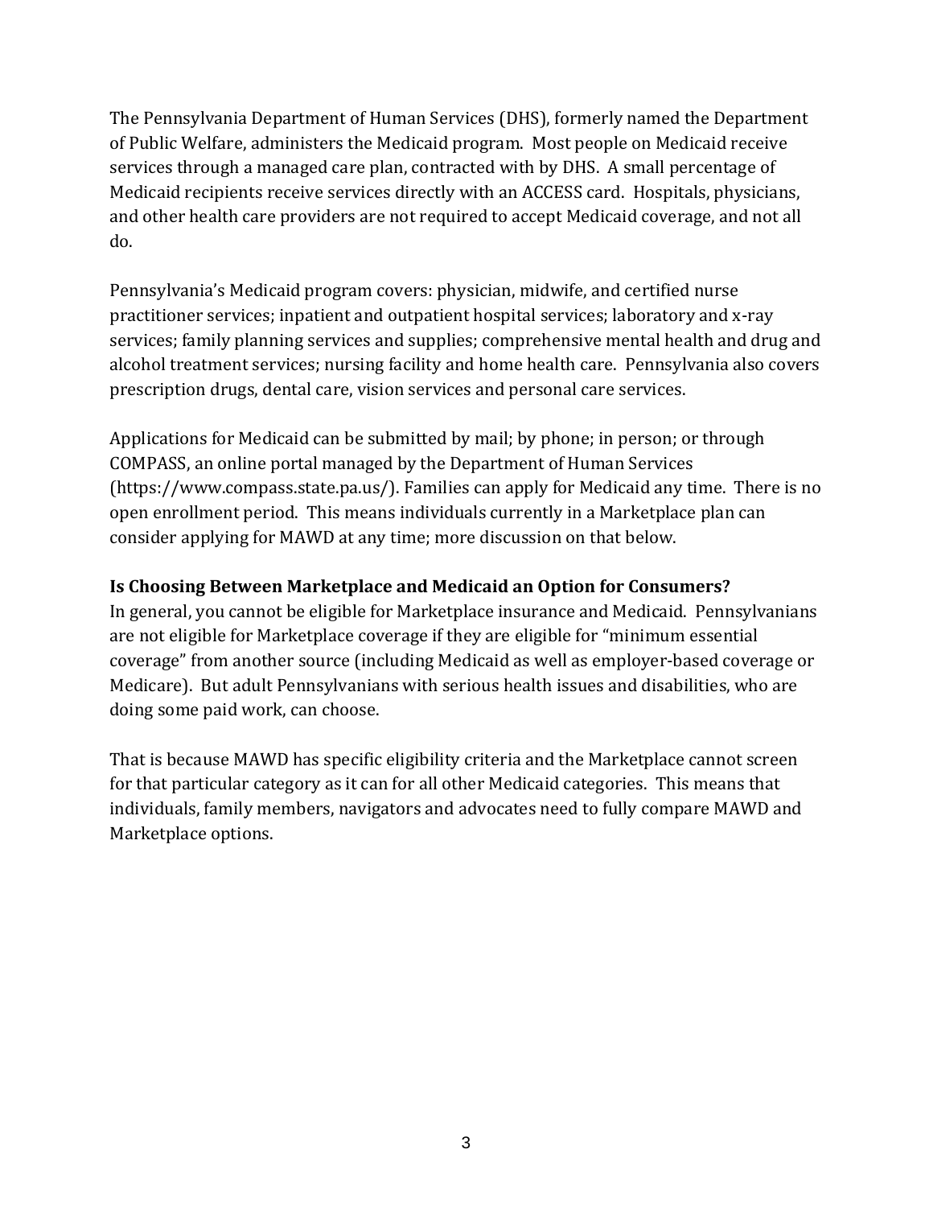The Pennsylvania Department of Human Services (DHS), formerly named the Department of Public Welfare, administers the Medicaid program. Most people on Medicaid receive services through a managed care plan, contracted with by DHS. A small percentage of Medicaid recipients receive services directly with an ACCESS card. Hospitals, physicians, and other health care providers are not required to accept Medicaid coverage, and not all do.

Pennsylvania's Medicaid program covers: physician, midwife, and certified nurse practitioner services; inpatient and outpatient hospital services; laboratory and x-ray services; family planning services and supplies; comprehensive mental health and drug and alcohol treatment services; nursing facility and home health care. Pennsylvania also covers prescription drugs, dental care, vision services and personal care services.

Applications for Medicaid can be submitted by mail; by phone; in person; or through COMPASS, an online portal managed by the Department of Human Services (https://www.compass.state.pa.us/). Families can apply for Medicaid any time. There is no open enrollment period. This means individuals currently in a Marketplace plan can consider applying for MAWD at any time; more discussion on that below.

**Is Choosing Between Marketplace and Medicaid an Option for Consumers?**

In general, you cannot be eligible for Marketplace insurance and Medicaid. Pennsylvanians are not eligible for Marketplace coverage if they are eligible for "minimum essential coverage" from another source (including Medicaid as well as employer-based coverage or Medicare). But adult Pennsylvanians with serious health issues and disabilities, who are doing some paid work, can choose.

That is because MAWD has specific eligibility criteria and the Marketplace cannot screen for that particular category as it can for all other Medicaid categories. This means that individuals, family members, navigators and advocates need to fully compare MAWD and Marketplace options.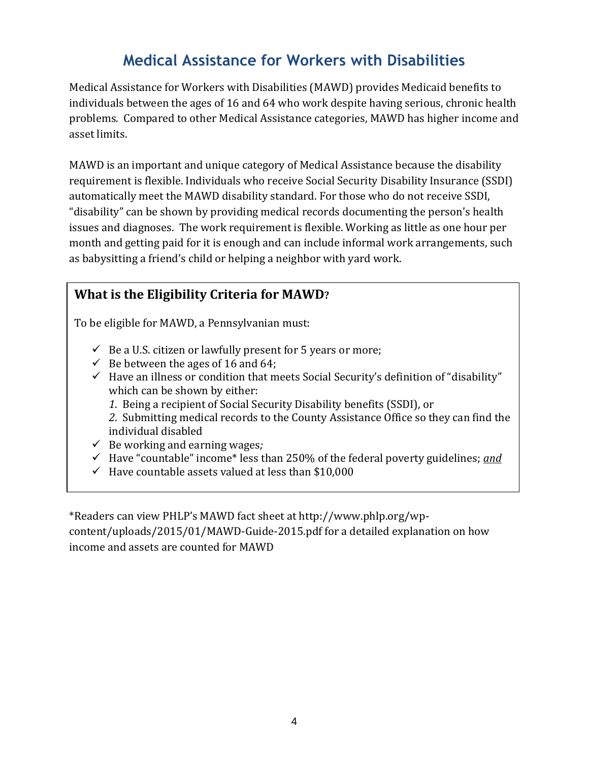# Medical Assistance for Workers with Disabilities

Medical Assistance for Workers with Disabilities (MAWD) provides Medicaid benefits to individuals between the ages of 16 and 64 who work despite having serious, chronic health problems. Compared to other Medical Assistance categories, MAWD has higher income and asset limits.

MAWD is an important and unique category of Medical Assistance because the disability requirement is flexible. Individuals who receive Social Security Disability Insurance (SSDI) automatically meet the MAWD disability standard. For those who do not receive SSDI, "disability" can be shown by providing medical records documenting the person's health issues and diagnoses. The work requirement is flexible. Working as little as one hour per month and getting paid for it is enough and can include informal work arrangements, such as babysitting a friend's child or helping a neighbor with yard work.

## What is the Eligibility Criteria for MAWD?

To be eligible for MAWD, a Pennsylvanian must:

- ✓ Be a U.S. citizen or lawfully present for 5 years or more;
- ✓ Be between the ages of 16 and 64;
- ✓ Have an illness or condition that meets Social Security's definition of "disability" which can be shown by either:
  *1.* Being a recipient of Social Security Disability benefits (SSDI), or
  *2.* Submitting medical records to the County Assistance Office so they can find the individual disabled
- ✓ Be working and earning wages*;*
- ✓ Have "countable" income* less than 250% of the federal poverty guidelines; ***and***
- ✓ Have countable assets valued at less than $10,000

*Readers can view PHLP's MAWD fact sheet at http://www.phlp.org/wp-content/uploads/2015/01/MAWD-Guide-2015.pdf for a detailed explanation on how income and assets are counted for MAWD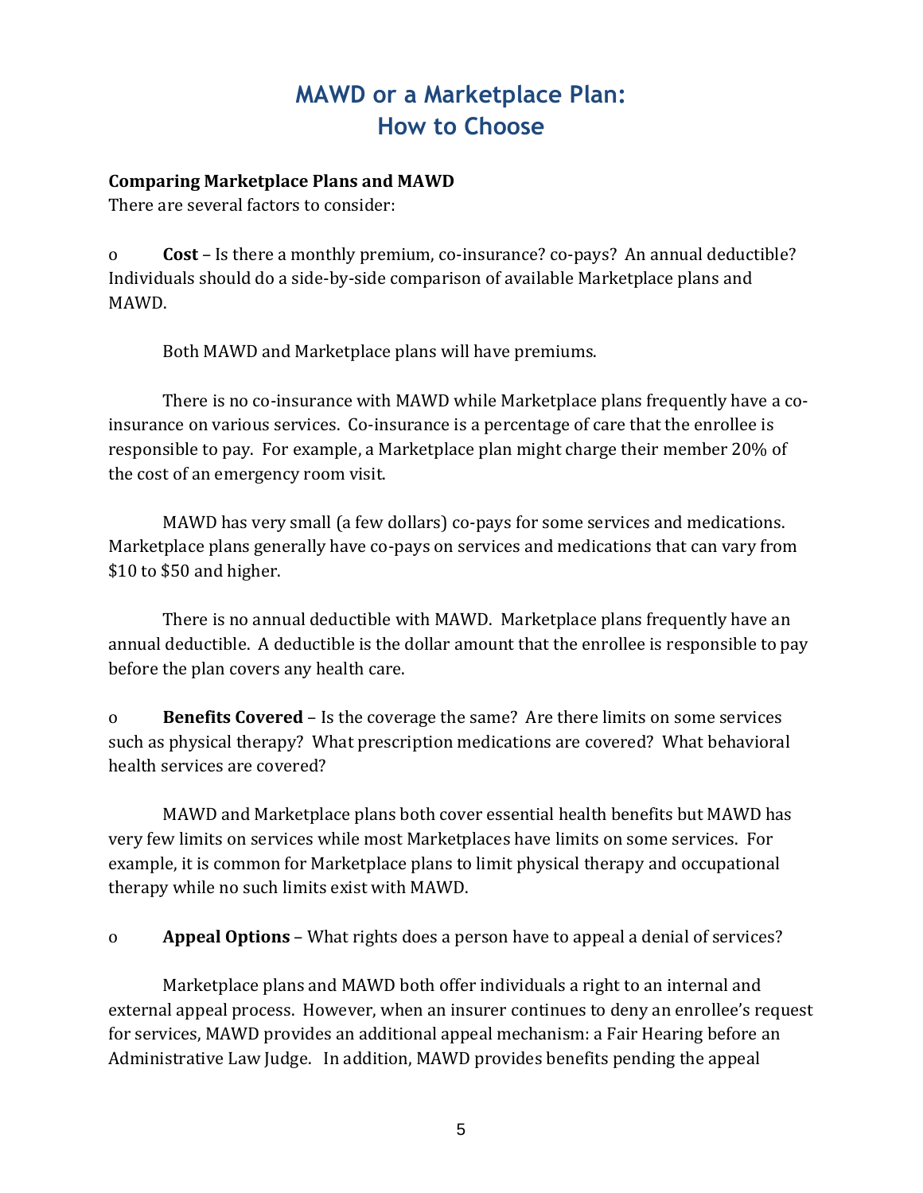# MAWD or a Marketplace Plan: How to Choose

**Comparing Marketplace Plans and MAWD**

There are several factors to consider:

- **Cost** – Is there a monthly premium, co-insurance? co-pays? An annual deductible? Individuals should do a side-by-side comparison of available Marketplace plans and MAWD.

  Both MAWD and Marketplace plans will have premiums.

  There is no co-insurance with MAWD while Marketplace plans frequently have a co-insurance on various services. Co-insurance is a percentage of care that the enrollee is responsible to pay. For example, a Marketplace plan might charge their member 20% of the cost of an emergency room visit.

  MAWD has very small (a few dollars) co-pays for some services and medications. Marketplace plans generally have co-pays on services and medications that can vary from $10 to $50 and higher.

  There is no annual deductible with MAWD. Marketplace plans frequently have an annual deductible. A deductible is the dollar amount that the enrollee is responsible to pay before the plan covers any health care.

- **Benefits Covered** – Is the coverage the same? Are there limits on some services such as physical therapy? What prescription medications are covered? What behavioral health services are covered?

  MAWD and Marketplace plans both cover essential health benefits but MAWD has very few limits on services while most Marketplaces have limits on some services. For example, it is common for Marketplace plans to limit physical therapy and occupational therapy while no such limits exist with MAWD.

- **Appeal Options** – What rights does a person have to appeal a denial of services?

  Marketplace plans and MAWD both offer individuals a right to an internal and external appeal process. However, when an insurer continues to deny an enrollee's request for services, MAWD provides an additional appeal mechanism: a Fair Hearing before an Administrative Law Judge. In addition, MAWD provides benefits pending the appeal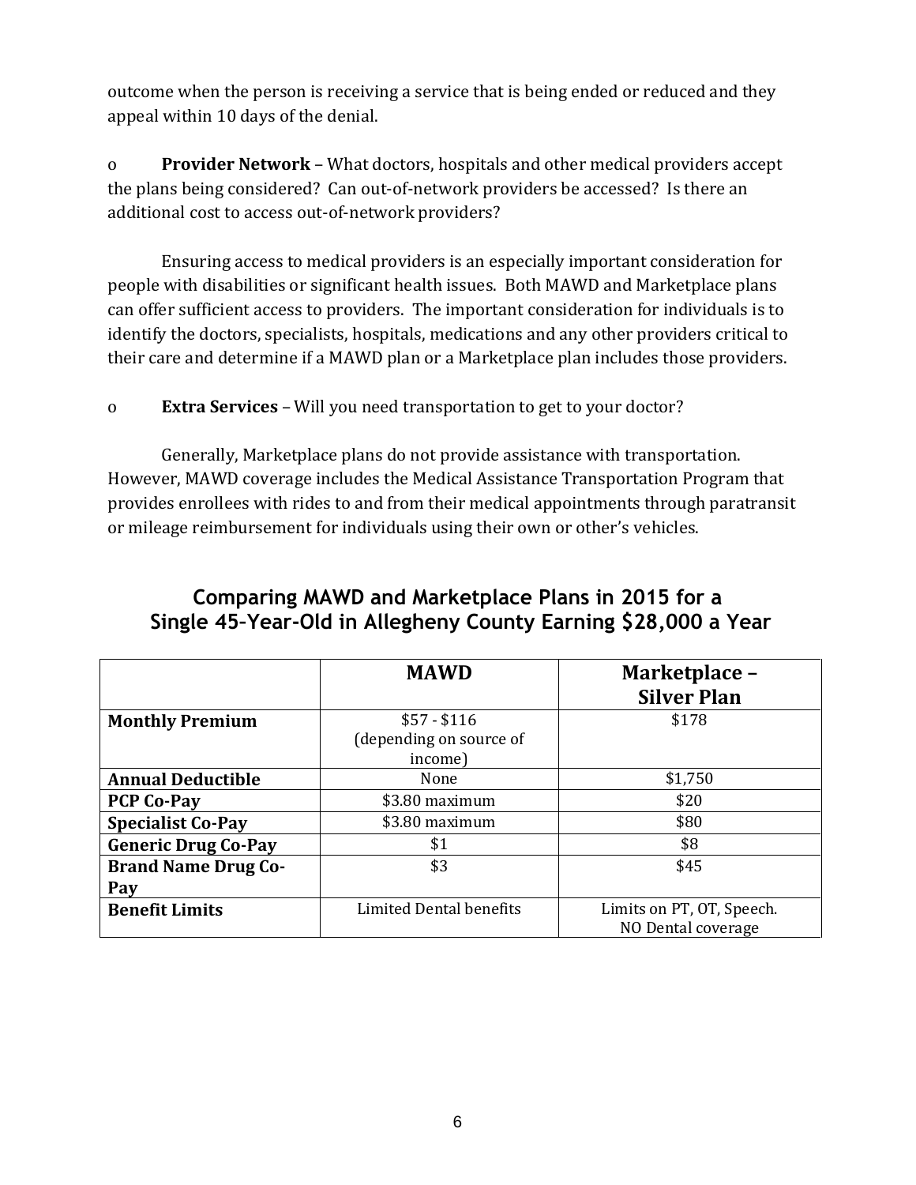outcome when the person is receiving a service that is being ended or reduced and they appeal within 10 days of the denial.

- **Provider Network** – What doctors, hospitals and other medical providers accept the plans being considered? Can out-of-network providers be accessed? Is there an additional cost to access out-of-network providers?

Ensuring access to medical providers is an especially important consideration for people with disabilities or significant health issues. Both MAWD and Marketplace plans can offer sufficient access to providers. The important consideration for individuals is to identify the doctors, specialists, hospitals, medications and any other providers critical to their care and determine if a MAWD plan or a Marketplace plan includes those providers.

- **Extra Services** – Will you need transportation to get to your doctor?

Generally, Marketplace plans do not provide assistance with transportation. However, MAWD coverage includes the Medical Assistance Transportation Program that provides enrollees with rides to and from their medical appointments through paratransit or mileage reimbursement for individuals using their own or other's vehicles.

## Comparing MAWD and Marketplace Plans in 2015 for a Single 45-Year-Old in Allegheny County Earning $28,000 a Year

| | MAWD | Marketplace – Silver Plan |
|---|---|---|
| **Monthly Premium** | $57 - $116 (depending on source of income) | $178 |
| **Annual Deductible** | None | $1,750 |
| **PCP Co-Pay** | $3.80 maximum | $20 |
| **Specialist Co-Pay** | $3.80 maximum | $80 |
| **Generic Drug Co-Pay** | $1 | $8 |
| **Brand Name Drug Co-Pay** | $3 | $45 |
| **Benefit Limits** | Limited Dental benefits | Limits on PT, OT, Speech. NO Dental coverage |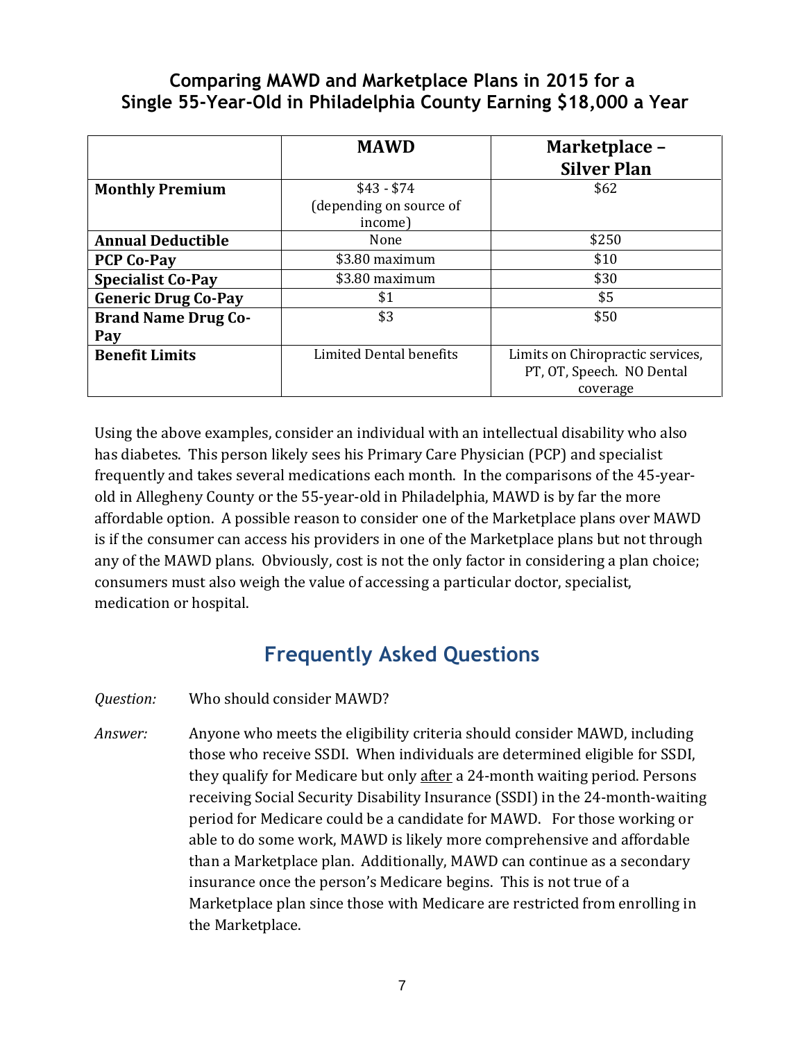## Comparing MAWD and Marketplace Plans in 2015 for a Single 55-Year-Old in Philadelphia County Earning $18,000 a Year

| | MAWD | Marketplace – Silver Plan |
|---|---|---|
| **Monthly Premium** | $43 - $74 (depending on source of income) | $62 |
| **Annual Deductible** | None | $250 |
| **PCP Co-Pay** | $3.80 maximum | $10 |
| **Specialist Co-Pay** | $3.80 maximum | $30 |
| **Generic Drug Co-Pay** | $1 | $5 |
| **Brand Name Drug Co-Pay** | $3 | $50 |
| **Benefit Limits** | Limited Dental benefits | Limits on Chiropractic services, PT, OT, Speech. NO Dental coverage |

Using the above examples, consider an individual with an intellectual disability who also has diabetes. This person likely sees his Primary Care Physician (PCP) and specialist frequently and takes several medications each month. In the comparisons of the 45-year-old in Allegheny County or the 55-year-old in Philadelphia, MAWD is by far the more affordable option. A possible reason to consider one of the Marketplace plans over MAWD is if the consumer can access his providers in one of the Marketplace plans but not through any of the MAWD plans. Obviously, cost is not the only factor in considering a plan choice; consumers must also weigh the value of accessing a particular doctor, specialist, medication or hospital.

## Frequently Asked Questions

*Question:* Who should consider MAWD?

*Answer:* Anyone who meets the eligibility criteria should consider MAWD, including those who receive SSDI. When individuals are determined eligible for SSDI, they qualify for Medicare but only after a 24-month waiting period. Persons receiving Social Security Disability Insurance (SSDI) in the 24-month-waiting period for Medicare could be a candidate for MAWD. For those working or able to do some work, MAWD is likely more comprehensive and affordable than a Marketplace plan. Additionally, MAWD can continue as a secondary insurance once the person's Medicare begins. This is not true of a Marketplace plan since those with Medicare are restricted from enrolling in the Marketplace.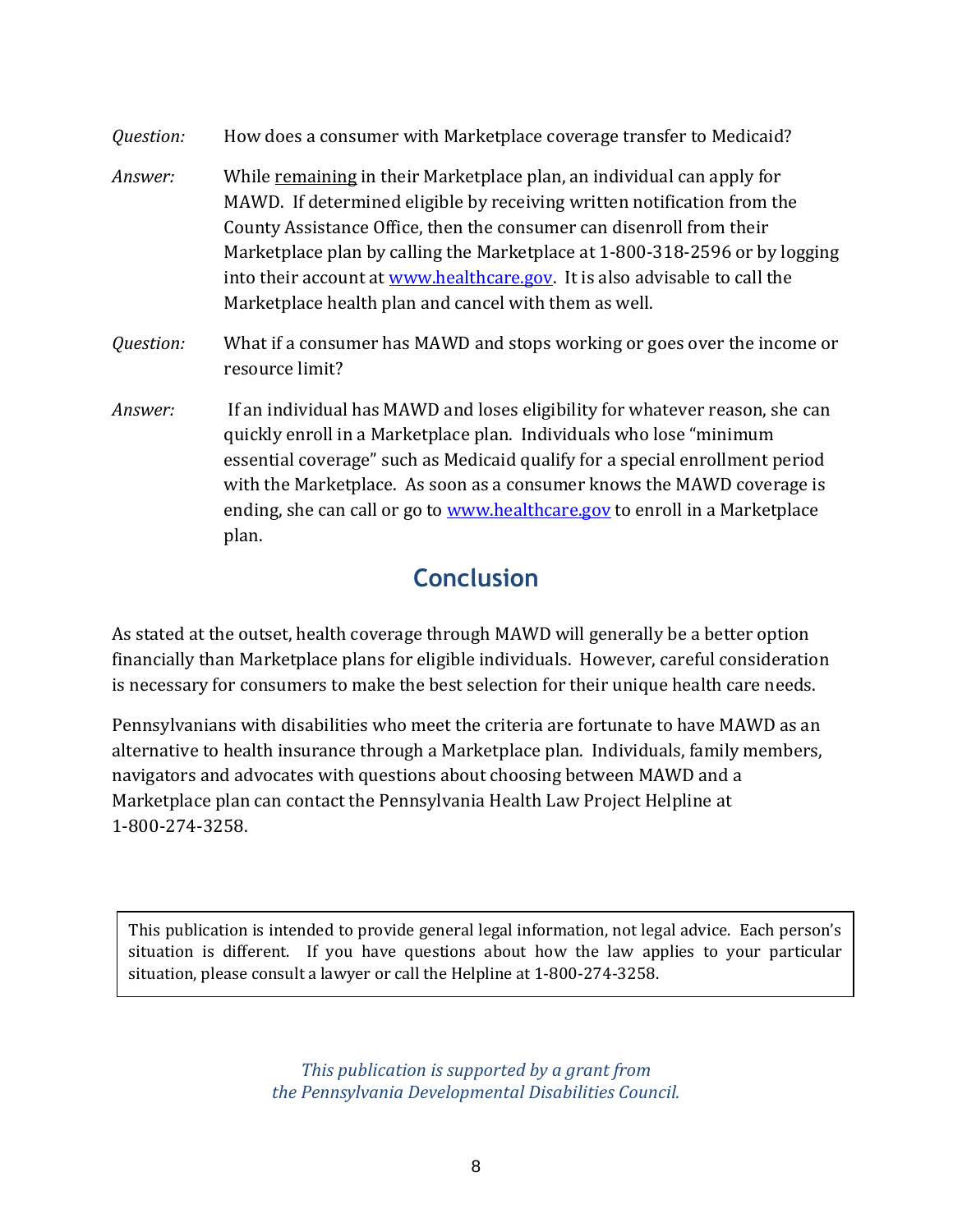*Question:* How does a consumer with Marketplace coverage transfer to Medicaid?

*Answer:* While remaining in their Marketplace plan, an individual can apply for MAWD. If determined eligible by receiving written notification from the County Assistance Office, then the consumer can disenroll from their Marketplace plan by calling the Marketplace at 1-800-318-2596 or by logging into their account at [www.healthcare.gov](http://www.healthcare.gov). It is also advisable to call the Marketplace health plan and cancel with them as well.

*Question:* What if a consumer has MAWD and stops working or goes over the income or resource limit?

*Answer:* If an individual has MAWD and loses eligibility for whatever reason, she can quickly enroll in a Marketplace plan. Individuals who lose "minimum essential coverage" such as Medicaid qualify for a special enrollment period with the Marketplace. As soon as a consumer knows the MAWD coverage is ending, she can call or go to [www.healthcare.gov](http://www.healthcare.gov) to enroll in a Marketplace plan.

## Conclusion

As stated at the outset, health coverage through MAWD will generally be a better option financially than Marketplace plans for eligible individuals. However, careful consideration is necessary for consumers to make the best selection for their unique health care needs.

Pennsylvanians with disabilities who meet the criteria are fortunate to have MAWD as an alternative to health insurance through a Marketplace plan. Individuals, family members, navigators and advocates with questions about choosing between MAWD and a Marketplace plan can contact the Pennsylvania Health Law Project Helpline at 1-800-274-3258.

> This publication is intended to provide general legal information, not legal advice. Each person's situation is different. If you have questions about how the law applies to your particular situation, please consult a lawyer or call the Helpline at 1-800-274-3258.

*This publication is supported by a grant from the Pennsylvania Developmental Disabilities Council.*